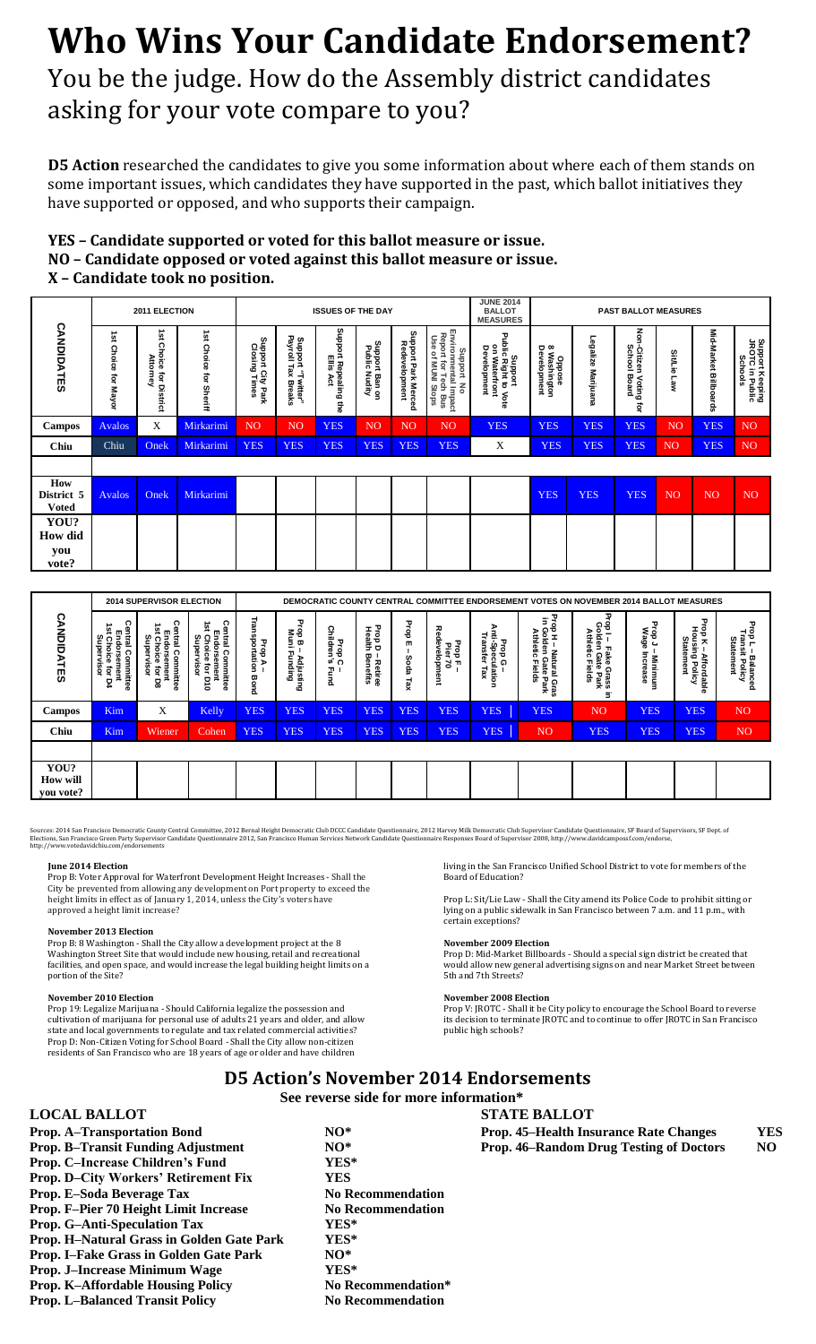# Who Wins Your Candidate Endorsement?

You be the judge. How do the Assembly district candidates asking for your vote compare to you?

**D5 Action** researched the candidates to give you some information about where each of them stands on some important issues, which candidates they have supported in the past, which ballot initiatives they have supported or opposed, and who supports their campaign.

**YES – Candidate supported or voted for this ballot measure or issue.**
**NO – Candidate opposed or voted against this ballot measure or issue.**
**X – Candidate took no position.**

| CANDIDATES | 2011 ELECTION | | | ISSUES OF THE DAY | | | | | | JUNE 2014 BALLOT MEASURES | PAST BALLOT MEASURES | | | | | |
|---|---|---|---|---|---|---|---|---|---|---|---|---|---|---|---|---|
| | 1st Choice for Mayor | 1st Choice for District Attorney | 1st Choice for Sheriff | Support City Park Closing Times | Support "Twitter" Payroll Tax Breaks | Support Repealing the Ellis Act | Support Ban on Public Nudity | Support Park Merced Redevelopment | Support No Environmental Impact Report for Tech Bus Use of MUNI Stops | Support Public Right to Vote on Waterfront Development | Oppose 8 Washington Development | Legalize Marijuana | Non-Citizen Voting for School Board | Sit/Lie Law | Mid-Market Billboards | Support Keeping JROTC in Public Schools |
| Campos | Avalos | X | Mirkarimi | NO | NO | YES | NO | NO | NO | YES | YES | YES | YES | NO | YES | NO |
| Chiu | Chiu | Onek | Mirkarimi | YES | YES | YES | YES | YES | YES | X | YES | YES | YES | NO | YES | NO |
| How District 5 Voted | Avalos | Onek | Mirkarimi | | | | | | | | YES | YES | YES | NO | NO | NO |
| YOU? How did you vote? | | | | | | | | | | | | | | | | |

| CANDIDATES | 2014 SUPERVISOR ELECTION | | | DEMOCRATIC COUNTY CENTRAL COMMITTEE ENDORSEMENT VOTES ON NOVEMBER 2014 BALLOT MEASURES | | | | | | | | | | | |
|---|---|---|---|---|---|---|---|---|---|---|---|---|---|---|---|
| | Central Committee Endorsement 1st Choice for D4 Supervisor | Central Committee Endorsement 1st Choice for D8 Supervisor | Central Committee Endorsement 1st Choice for D10 Supervisor | Prop A – Transportation Bond | Prop B – Adjusting Muni Funding | Prop C – Children's Fund | Prop D – Retiree Health Benefits | Prop E – Soda Tax | Prop F – Pier 70 Redevelopment | Prop G – Anti-Speculation Transfer Tax | Prop H – Natural Grass in Golden Gate Park Athletic Fields | Prop I – Fake Grass in Golden Gate Park Athletic Fields | Prop J – Minimum Wage Increase | Prop K – Affordable Housing Policy Statement | Prop L – Balanced Transit Policy Statement |
| Campos | Kim | X | Kelly | YES | YES | YES | YES | YES | YES | YES | YES | NO | YES | YES | NO |
| Chiu | Kim | Wiener | Cohen | YES | YES | YES | YES | YES | YES | YES | NO | YES | YES | YES | NO |
| YOU? How will you vote? | | | | | | | | | | | | | | | |

Sources: 2014 San Francisco Democratic County Central Committee, 2012 Bernal Height Democratic Club DCCC Candidate Questionnaire, 2012 Harvey Milk Democratic Club Supervisor Candidate Questionnaire, SF Board of Supervisors, SF Dept. of Elections, San Francisco Green Party Supervisor Candidate Questionnaire 2012, San Francisco Human Services Network Candidate Questionnaire Responses Board of Supervisor 2008, http://www.davidcamposf.com/endorse, http://www.votedavidchiu.com/endorsements

**June 2014 Election**

Prop B: Voter Approval for Waterfront Development Height Increases - Shall the City be prevented from allowing any development on Port property to exceed the height limits in effect as of January 1, 2014, unless the City's voters have approved a height limit increase?

**November 2013 Election**

Prop B: 8 Washington - Shall the City allow a development project at the 8 Washington Street Site that would include new housing, retail and recreational facilities, and open space, and would increase the legal building height limits on a portion of the Site?

**November 2010 Election**

Prop 19: Legalize Marijuana - Should California legalize the possession and cultivation of marijuana for personal use of adults 21 years and older, and allow state and local governments to regulate and tax related commercial activities?
Prop D: Non-Citizen Voting for School Board - Shall the City allow non-citizen residents of San Francisco who are 18 years of age or older and have children living in the San Francisco Unified School District to vote for members of the Board of Education?

Prop L: Sit/Lie Law - Shall the City amend its Police Code to prohibit sitting or lying on a public sidewalk in San Francisco between 7 a.m. and 11 p.m., with certain exceptions?

**November 2009 Election**

Prop D: Mid-Market Billboards - Should a special sign district be created that would allow new general advertising signs on and near Market Street between 5th and 7th Streets?

**November 2008 Election**

Prop V: JROTC - Shall it be City policy to encourage the School Board to reverse its decision to terminate JROTC and to continue to offer JROTC in San Francisco public high schools?

## D5 Action's November 2014 Endorsements

**See reverse side for more information***

### LOCAL BALLOT

| | |
|---|---|
| **Prop. A–Transportation Bond** | **NO*** |
| **Prop. B–Transit Funding Adjustment** | **NO*** |
| **Prop. C–Increase Children's Fund** | **YES*** |
| **Prop. D–City Workers' Retirement Fix** | **YES** |
| **Prop. E–Soda Beverage Tax** | **No Recommendation** |
| **Prop. F–Pier 70 Height Limit Increase** | **No Recommendation** |
| **Prop. G–Anti-Speculation Tax** | **YES*** |
| **Prop. H–Natural Grass in Golden Gate Park** | **YES*** |
| **Prop. I–Fake Grass in Golden Gate Park** | **NO*** |
| **Prop. J–Increase Minimum Wage** | **YES*** |
| **Prop. K–Affordable Housing Policy** | **No Recommendation*** |
| **Prop. L–Balanced Transit Policy** | **No Recommendation** |

### STATE BALLOT

| | |
|---|---|
| **Prop. 45–Health Insurance Rate Changes** | **YES** |
| **Prop. 46–Random Drug Testing of Doctors** | **NO** |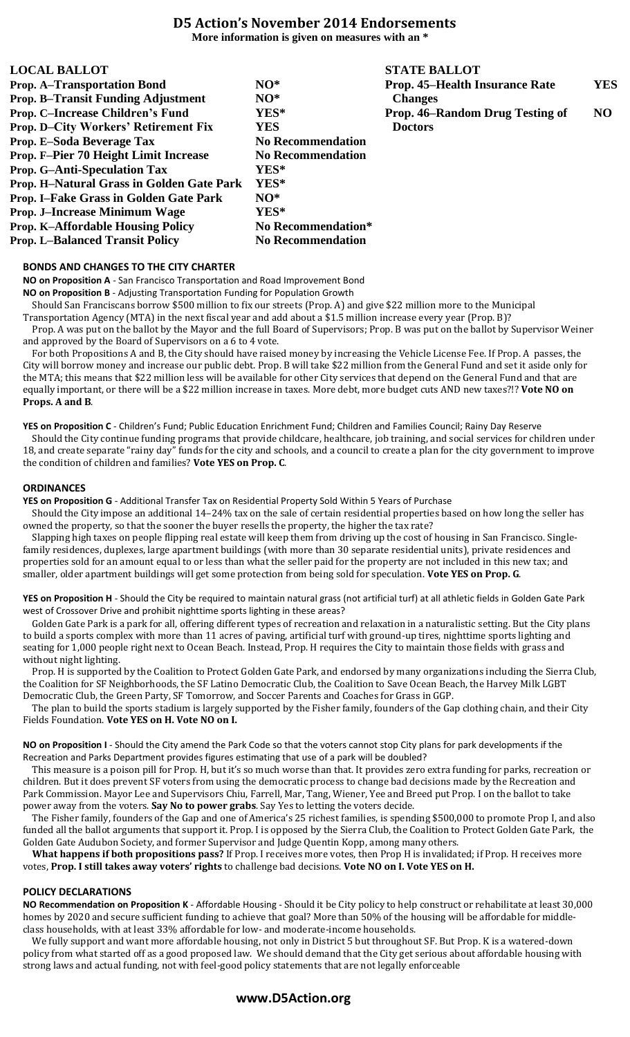# D5 Action's November 2014 Endorsements

**More information is given on measures with an ***

| LOCAL BALLOT | |
|---|---|
| **Prop. A–Transportation Bond** | **NO*** |
| **Prop. B–Transit Funding Adjustment** | **NO*** |
| **Prop. C–Increase Children's Fund** | **YES*** |
| **Prop. D–City Workers' Retirement Fix** | **YES** |
| **Prop. E–Soda Beverage Tax** | **No Recommendation** |
| **Prop. F–Pier 70 Height Limit Increase** | **No Recommendation** |
| **Prop. G–Anti-Speculation Tax** | **YES*** |
| **Prop. H–Natural Grass in Golden Gate Park** | **YES*** |
| **Prop. I–Fake Grass in Golden Gate Park** | **NO*** |
| **Prop. J–Increase Minimum Wage** | **YES*** |
| **Prop. K–Affordable Housing Policy** | **No Recommendation*** |
| **Prop. L–Balanced Transit Policy** | **No Recommendation** |

| STATE BALLOT | |
|---|---|
| **Prop. 45–Health Insurance Rate Changes** | **YES** |
| **Prop. 46–Random Drug Testing of Doctors** | **NO** |

## BONDS AND CHANGES TO THE CITY CHARTER

**NO on Proposition A** - San Francisco Transportation and Road Improvement Bond
**NO on Proposition B** - Adjusting Transportation Funding for Population Growth

Should San Franciscans borrow $500 million to fix our streets (Prop. A) and give $22 million more to the Municipal Transportation Agency (MTA) in the next fiscal year and add about a $1.5 million increase every year (Prop. B)?

Prop. A was put on the ballot by the Mayor and the full Board of Supervisors; Prop. B was put on the ballot by Supervisor Weiner and approved by the Board of Supervisors on a 6 to 4 vote.

For both Propositions A and B, the City should have raised money by increasing the Vehicle License Fee. If Prop. A passes, the City will borrow money and increase our public debt. Prop. B will take $22 million from the General Fund and set it aside only for the MTA; this means that $22 million less will be available for other City services that depend on the General Fund and that are equally important, or there will be a $22 million increase in taxes. More debt, more budget cuts AND new taxes?!? **Vote NO on Props. A and B**.

**YES on Proposition C** - Children's Fund; Public Education Enrichment Fund; Children and Families Council; Rainy Day Reserve

Should the City continue funding programs that provide childcare, healthcare, job training, and social services for children under 18, and create separate "rainy day" funds for the city and schools, and a council to create a plan for the city government to improve the condition of children and families? **Vote YES on Prop. C**.

## ORDINANCES

**YES on Proposition G** - Additional Transfer Tax on Residential Property Sold Within 5 Years of Purchase

Should the City impose an additional 14–24% tax on the sale of certain residential properties based on how long the seller has owned the property, so that the sooner the buyer resells the property, the higher the tax rate?

Slapping high taxes on people flipping real estate will keep them from driving up the cost of housing in San Francisco. Single-family residences, duplexes, large apartment buildings (with more than 30 separate residential units), private residences and properties sold for an amount equal to or less than what the seller paid for the property are not included in this new tax; and smaller, older apartment buildings will get some protection from being sold for speculation. **Vote YES on Prop. G**.

**YES on Proposition H** - Should the City be required to maintain natural grass (not artificial turf) at all athletic fields in Golden Gate Park west of Crossover Drive and prohibit nighttime sports lighting in these areas?

Golden Gate Park is a park for all, offering different types of recreation and relaxation in a naturalistic setting. But the City plans to build a sports complex with more than 11 acres of paving, artificial turf with ground-up tires, nighttime sports lighting and seating for 1,000 people right next to Ocean Beach. Instead, Prop. H requires the City to maintain those fields with grass and without night lighting.

Prop. H is supported by the Coalition to Protect Golden Gate Park, and endorsed by many organizations including the Sierra Club, the Coalition for SF Neighborhoods, the SF Latino Democratic Club, the Coalition to Save Ocean Beach, the Harvey Milk LGBT Democratic Club, the Green Party, SF Tomorrow, and Soccer Parents and Coaches for Grass in GGP.

The plan to build the sports stadium is largely supported by the Fisher family, founders of the Gap clothing chain, and their City Fields Foundation. **Vote YES on H. Vote NO on I.**

**NO on Proposition I** - Should the City amend the Park Code so that the voters cannot stop City plans for park developments if the Recreation and Parks Department provides figures estimating that use of a park will be doubled?

This measure is a poison pill for Prop. H, but it's so much worse than that. It provides zero extra funding for parks, recreation or children. But it does prevent SF voters from using the democratic process to change bad decisions made by the Recreation and Park Commission. Mayor Lee and Supervisors Chiu, Farrell, Mar, Tang, Wiener, Yee and Breed put Prop. I on the ballot to take power away from the voters. **Say No to power grabs**. Say Yes to letting the voters decide.

The Fisher family, founders of the Gap and one of America's 25 richest families, is spending $500,000 to promote Prop I, and also funded all the ballot arguments that support it. Prop. I is opposed by the Sierra Club, the Coalition to Protect Golden Gate Park, the Golden Gate Audubon Society, and former Supervisor and Judge Quentin Kopp, among many others.

**What happens if both propositions pass?** If Prop. I receives more votes, then Prop H is invalidated; if Prop. H receives more votes, **Prop. I still takes away voters' rights** to challenge bad decisions. **Vote NO on I. Vote YES on H.**

## POLICY DECLARATIONS

**NO Recommendation on Proposition K** - Affordable Housing - Should it be City policy to help construct or rehabilitate at least 30,000 homes by 2020 and secure sufficient funding to achieve that goal? More than 50% of the housing will be affordable for middle-class households, with at least 33% affordable for low- and moderate-income households.

We fully support and want more affordable housing, not only in District 5 but throughout SF. But Prop. K is a watered-down policy from what started off as a good proposed law. We should demand that the City get serious about affordable housing with strong laws and actual funding, not with feel-good policy statements that are not legally enforceable

**www.D5Action.org**